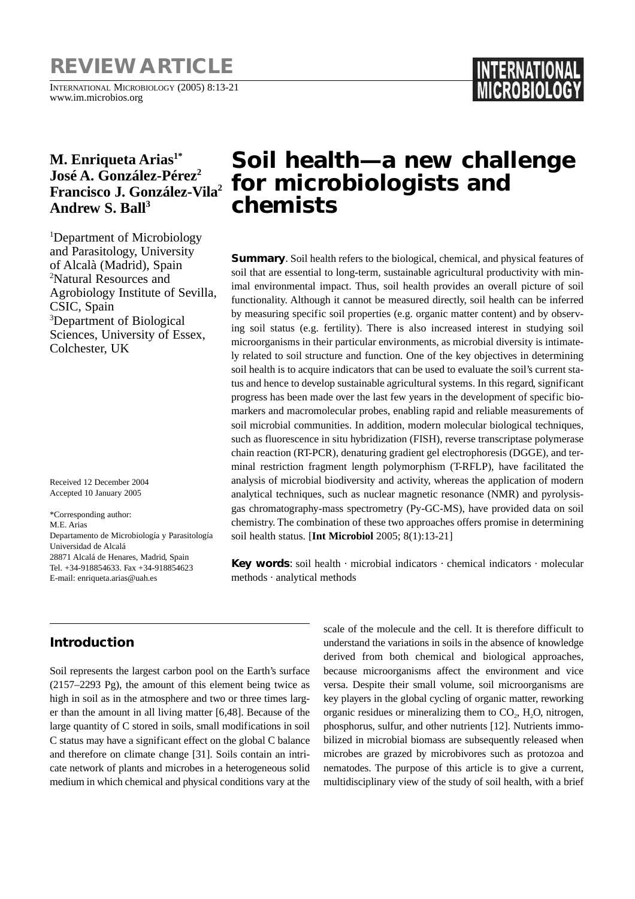REVIEW ARTICLE

# Soil health—a new challenge for microbiologists and chemists

**M. Enriqueta Arias[1*]**
**José A. González-Pérez[2]**
**Francisco J. González-Vila[2]**
**Andrew S. Ball[3]**

[1]Department of Microbiology and Parasitology, University of Alcalà (Madrid), Spain
[2]Natural Resources and Agrobiology Institute of Sevilla, CSIC, Spain
[3]Department of Biological Sciences, University of Essex, Colchester, UK

Received 12 December 2004
Accepted 10 January 2005

*Corresponding author:
M.E. Arias
Departamento de Microbiología y Parasitología
Universidad de Alcalá
28871 Alcalá de Henares, Madrid, Spain
Tel. +34-918854633. Fax +34-918854623
E-mail: enriqueta.arias@uah.es

**Summary**. Soil health refers to the biological, chemical, and physical features of soil that are essential to long-term, sustainable agricultural productivity with minimal environmental impact. Thus, soil health provides an overall picture of soil functionality. Although it cannot be measured directly, soil health can be inferred by measuring specific soil properties (e.g. organic matter content) and by observing soil status (e.g. fertility). There is also increased interest in studying soil microorganisms in their particular environments, as microbial diversity is intimately related to soil structure and function. One of the key objectives in determining soil health is to acquire indicators that can be used to evaluate the soil's current status and hence to develop sustainable agricultural systems. In this regard, significant progress has been made over the last few years in the development of specific biomarkers and macromolecular probes, enabling rapid and reliable measurements of soil microbial communities. In addition, modern molecular biological techniques, such as fluorescence in situ hybridization (FISH), reverse transcriptase polymerase chain reaction (RT-PCR), denaturing gradient gel electrophoresis (DGGE), and terminal restriction fragment length polymorphism (T-RFLP), have facilitated the analysis of microbial biodiversity and activity, whereas the application of modern analytical techniques, such as nuclear magnetic resonance (NMR) and pyrolysis-gas chromatography-mass spectrometry (Py-GC-MS), have provided data on soil chemistry. The combination of these two approaches offers promise in determining soil health status. [**Int Microbiol** 2005; 8(1):13-21]

**Key words**: soil health · microbial indicators · chemical indicators · molecular methods · analytical methods

## Introduction

Soil represents the largest carbon pool on the Earth's surface (2157–2293 Pg), the amount of this element being twice as high in soil as in the atmosphere and two or three times larger than the amount in all living matter [6,48]. Because of the large quantity of C stored in soils, small modifications in soil C status may have a significant effect on the global C balance and therefore on climate change [31]. Soils contain an intricate network of plants and microbes in a heterogeneous solid medium in which chemical and physical conditions vary at the scale of the molecule and the cell. It is therefore difficult to understand the variations in soils in the absence of knowledge derived from both chemical and biological approaches, because microorganisms affect the environment and vice versa. Despite their small volume, soil microorganisms are key players in the global cycling of organic matter, reworking organic residues or mineralizing them to $CO_2$, $H_2O$, nitrogen, phosphorus, sulfur, and other nutrients [12]. Nutrients immobilized in microbial biomass are subsequently released when microbes are grazed by microbivores such as protozoa and nematodes. The purpose of this article is to give a current, multidisciplinary view of the study of soil health, with a brief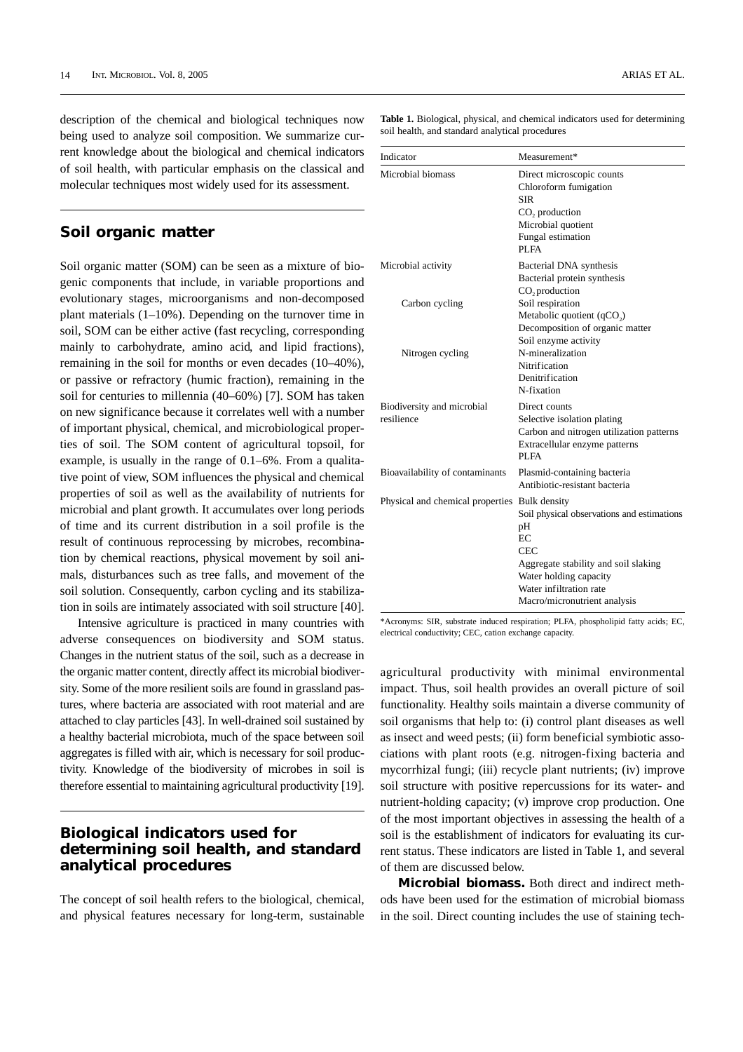description of the chemical and biological techniques now being used to analyze soil composition. We summarize current knowledge about the biological and chemical indicators of soil health, with particular emphasis on the classical and molecular techniques most widely used for its assessment.

## Soil organic matter

Soil organic matter (SOM) can be seen as a mixture of biogenic components that include, in variable proportions and evolutionary stages, microorganisms and non-decomposed plant materials (1–10%). Depending on the turnover time in soil, SOM can be either active (fast recycling, corresponding mainly to carbohydrate, amino acid, and lipid fractions), remaining in the soil for months or even decades (10–40%), or passive or refractory (humic fraction), remaining in the soil for centuries to millennia (40–60%) [7]. SOM has taken on new significance because it correlates well with a number of important physical, chemical, and microbiological properties of soil. The SOM content of agricultural topsoil, for example, is usually in the range of 0.1–6%. From a qualitative point of view, SOM influences the physical and chemical properties of soil as well as the availability of nutrients for microbial and plant growth. It accumulates over long periods of time and its current distribution in a soil profile is the result of continuous reprocessing by microbes, recombination by chemical reactions, physical movement by soil animals, disturbances such as tree falls, and movement of the soil solution. Consequently, carbon cycling and its stabilization in soils are intimately associated with soil structure [40].

Intensive agriculture is practiced in many countries with adverse consequences on biodiversity and SOM status. Changes in the nutrient status of the soil, such as a decrease in the organic matter content, directly affect its microbial biodiversity. Some of the more resilient soils are found in grassland pastures, where bacteria are associated with root material and are attached to clay particles [43]. In well-drained soil sustained by a healthy bacterial microbiota, much of the space between soil aggregates is filled with air, which is necessary for soil productivity. Knowledge of the biodiversity of microbes in soil is therefore essential to maintaining agricultural productivity [19].

## Biological indicators used for determining soil health, and standard analytical procedures

The concept of soil health refers to the biological, chemical, and physical features necessary for long-term, sustainable agricultural productivity with minimal environmental impact. Thus, soil health provides an overall picture of soil functionality. Healthy soils maintain a diverse community of soil organisms that help to: (i) control plant diseases as well as insect and weed pests; (ii) form beneficial symbiotic associations with plant roots (e.g. nitrogen-fixing bacteria and mycorrhizal fungi; (iii) recycle plant nutrients; (iv) improve soil structure with positive repercussions for its water- and nutrient-holding capacity; (v) improve crop production. One of the most important objectives in assessing the health of a soil is the establishment of indicators for evaluating its current status. These indicators are listed in Table 1, and several of them are discussed below.

**Table 1.** Biological, physical, and chemical indicators used for determining soil health, and standard analytical procedures

| Indicator | Measurement* |
|---|---|
| Microbial biomass | Direct microscopic counts<br>Chloroform fumigation<br>SIR<br>$CO_2$ production<br>Microbial quotient<br>Fungal estimation<br>PLFA |
| Microbial activity | Bacterial DNA synthesis<br>Bacterial protein synthesis<br>$CO_2$ production |
| Carbon cycling | Soil respiration<br>Metabolic quotient ($qCO_2$)<br>Decomposition of organic matter<br>Soil enzyme activity |
| Nitrogen cycling | N-mineralization<br>Nitrification<br>Denitrification<br>N-fixation |
| Biodiversity and microbial resilience | Direct counts<br>Selective isolation plating<br>Carbon and nitrogen utilization patterns<br>Extracellular enzyme patterns<br>PLFA |
| Bioavailability of contaminants | Plasmid-containing bacteria<br>Antibiotic-resistant bacteria |
| Physical and chemical properties | Bulk density<br>Soil physical observations and estimations<br>pH<br>EC<br>CEC<br>Aggregate stability and soil slaking<br>Water holding capacity<br>Water infiltration rate<br>Macro/micronutrient analysis |

*Acronyms: SIR, substrate induced respiration; PLFA, phospholipid fatty acids; EC, electrical conductivity; CEC, cation exchange capacity.

**Microbial biomass.** Both direct and indirect methods have been used for the estimation of microbial biomass in the soil. Direct counting includes the use of staining tech-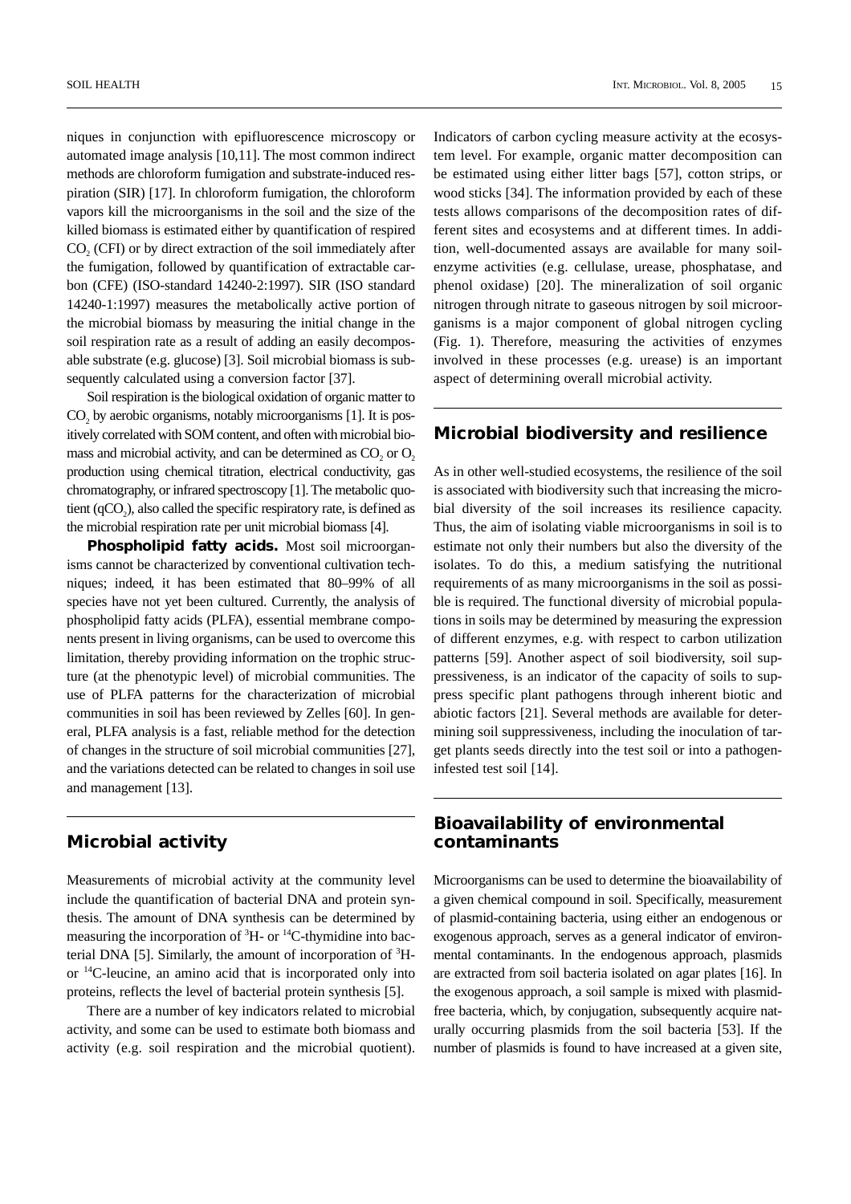niques in conjunction with epifluorescence microscopy or automated image analysis [10,11]. The most common indirect methods are chloroform fumigation and substrate-induced respiration (SIR) [17]. In chloroform fumigation, the chloroform vapors kill the microorganisms in the soil and the size of the killed biomass is estimated either by quantification of respired $CO_2$ (CFI) or by direct extraction of the soil immediately after the fumigation, followed by quantification of extractable carbon (CFE) (ISO-standard 14240-2:1997). SIR (ISO standard 14240-1:1997) measures the metabolically active portion of the microbial biomass by measuring the initial change in the soil respiration rate as a result of adding an easily decomposable substrate (e.g. glucose) [3]. Soil microbial biomass is subsequently calculated using a conversion factor [37].

Soil respiration is the biological oxidation of organic matter to $CO_2$ by aerobic organisms, notably microorganisms [1]. It is positively correlated with SOM content, and often with microbial biomass and microbial activity, and can be determined as $CO_2$ or $O_2$ production using chemical titration, electrical conductivity, gas chromatography, or infrared spectroscopy [1]. The metabolic quotient ($qCO_2$), also called the specific respiratory rate, is defined as the microbial respiration rate per unit microbial biomass [4].

**Phospholipid fatty acids.** Most soil microorganisms cannot be characterized by conventional cultivation techniques; indeed, it has been estimated that 80–99% of all species have not yet been cultured. Currently, the analysis of phospholipid fatty acids (PLFA), essential membrane components present in living organisms, can be used to overcome this limitation, thereby providing information on the trophic structure (at the phenotypic level) of microbial communities. The use of PLFA patterns for the characterization of microbial communities in soil has been reviewed by Zelles [60]. In general, PLFA analysis is a fast, reliable method for the detection of changes in the structure of soil microbial communities [27], and the variations detected can be related to changes in soil use and management [13].

## Microbial activity

Measurements of microbial activity at the community level include the quantification of bacterial DNA and protein synthesis. The amount of DNA synthesis can be determined by measuring the incorporation of $^3$H- or $^{14}$C-thymidine into bacterial DNA [5]. Similarly, the amount of incorporation of $^3$H- or $^{14}$C-leucine, an amino acid that is incorporated only into proteins, reflects the level of bacterial protein synthesis [5].

There are a number of key indicators related to microbial activity, and some can be used to estimate both biomass and activity (e.g. soil respiration and the microbial quotient). Indicators of carbon cycling measure activity at the ecosystem level. For example, organic matter decomposition can be estimated using either litter bags [57], cotton strips, or wood sticks [34]. The information provided by each of these tests allows comparisons of the decomposition rates of different sites and ecosystems and at different times. In addition, well-documented assays are available for many soil-enzyme activities (e.g. cellulase, urease, phosphatase, and phenol oxidase) [20]. The mineralization of soil organic nitrogen through nitrate to gaseous nitrogen by soil microorganisms is a major component of global nitrogen cycling (Fig. 1). Therefore, measuring the activities of enzymes involved in these processes (e.g. urease) is an important aspect of determining overall microbial activity.

## Microbial biodiversity and resilience

As in other well-studied ecosystems, the resilience of the soil is associated with biodiversity such that increasing the microbial diversity of the soil increases its resilience capacity. Thus, the aim of isolating viable microorganisms in soil is to estimate not only their numbers but also the diversity of the isolates. To do this, a medium satisfying the nutritional requirements of as many microorganisms in the soil as possible is required. The functional diversity of microbial populations in soils may be determined by measuring the expression of different enzymes, e.g. with respect to carbon utilization patterns [59]. Another aspect of soil biodiversity, soil suppressiveness, is an indicator of the capacity of soils to suppress specific plant pathogens through inherent biotic and abiotic factors [21]. Several methods are available for determining soil suppressiveness, including the inoculation of target plants seeds directly into the test soil or into a pathogen-infested test soil [14].

## Bioavailability of environmental contaminants

Microorganisms can be used to determine the bioavailability of a given chemical compound in soil. Specifically, measurement of plasmid-containing bacteria, using either an endogenous or exogenous approach, serves as a general indicator of environmental contaminants. In the endogenous approach, plasmids are extracted from soil bacteria isolated on agar plates [16]. In the exogenous approach, a soil sample is mixed with plasmid-free bacteria, which, by conjugation, subsequently acquire naturally occurring plasmids from the soil bacteria [53]. If the number of plasmids is found to have increased at a given site,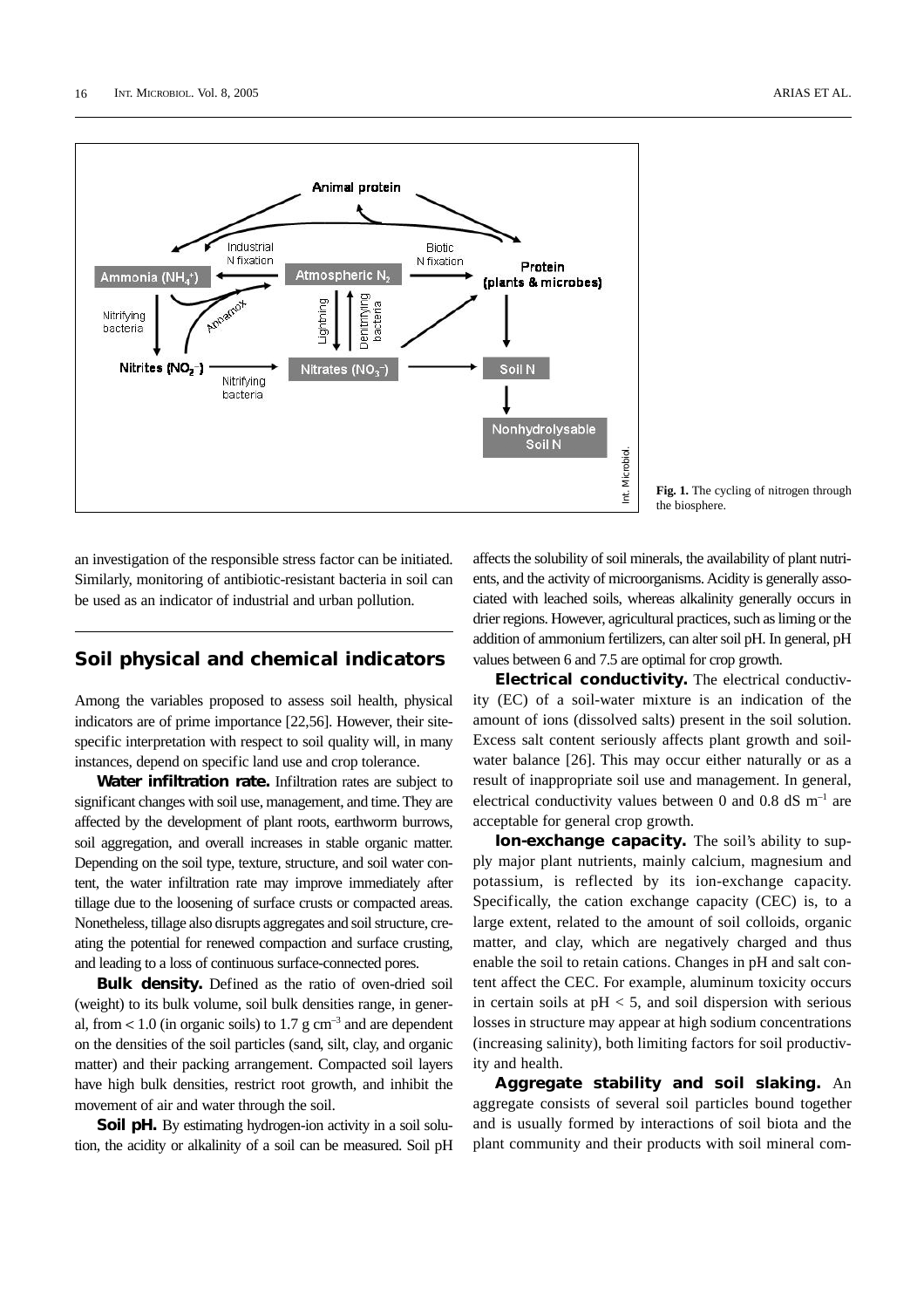Fig. 1. The cycling of nitrogen through the biosphere.

an investigation of the responsible stress factor can be initiated. Similarly, monitoring of antibiotic-resistant bacteria in soil can be used as an indicator of industrial and urban pollution.

## Soil physical and chemical indicators

Among the variables proposed to assess soil health, physical indicators are of prime importance [22,56]. However, their site-specific interpretation with respect to soil quality will, in many instances, depend on specific land use and crop tolerance.

**Water infiltration rate.** Infiltration rates are subject to significant changes with soil use, management, and time. They are affected by the development of plant roots, earthworm burrows, soil aggregation, and overall increases in stable organic matter. Depending on the soil type, texture, structure, and soil water content, the water infiltration rate may improve immediately after tillage due to the loosening of surface crusts or compacted areas. Nonetheless, tillage also disrupts aggregates and soil structure, creating the potential for renewed compaction and surface crusting, and leading to a loss of continuous surface-connected pores.

**Bulk density.** Defined as the ratio of oven-dried soil (weight) to its bulk volume, soil bulk densities range, in general, from $< 1.0$ (in organic soils) to $1.7\ g\ cm^{-3}$ and are dependent on the densities of the soil particles (sand, silt, clay, and organic matter) and their packing arrangement. Compacted soil layers have high bulk densities, restrict root growth, and inhibit the movement of air and water through the soil.

**Soil pH.** By estimating hydrogen-ion activity in a soil solution, the acidity or alkalinity of a soil can be measured. Soil pH affects the solubility of soil minerals, the availability of plant nutrients, and the activity of microorganisms. Acidity is generally associated with leached soils, whereas alkalinity generally occurs in drier regions. However, agricultural practices, such as liming or the addition of ammonium fertilizers, can alter soil pH. In general, pH values between 6 and 7.5 are optimal for crop growth.

**Electrical conductivity.** The electrical conductivity (EC) of a soil-water mixture is an indication of the amount of ions (dissolved salts) present in the soil solution. Excess salt content seriously affects plant growth and soil-water balance [26]. This may occur either naturally or as a result of inappropriate soil use and management. In general, electrical conductivity values between 0 and $0.8\ dS\ m^{-1}$ are acceptable for general crop growth.

**Ion-exchange capacity.** The soil's ability to supply major plant nutrients, mainly calcium, magnesium and potassium, is reflected by its ion-exchange capacity. Specifically, the cation exchange capacity (CEC) is, to a large extent, related to the amount of soil colloids, organic matter, and clay, which are negatively charged and thus enable the soil to retain cations. Changes in pH and salt content affect the CEC. For example, aluminum toxicity occurs in certain soils at $pH < 5$, and soil dispersion with serious losses in structure may appear at high sodium concentrations (increasing salinity), both limiting factors for soil productivity and health.

**Aggregate stability and soil slaking.** An aggregate consists of several soil particles bound together and is usually formed by interactions of soil biota and the plant community and their products with soil mineral com-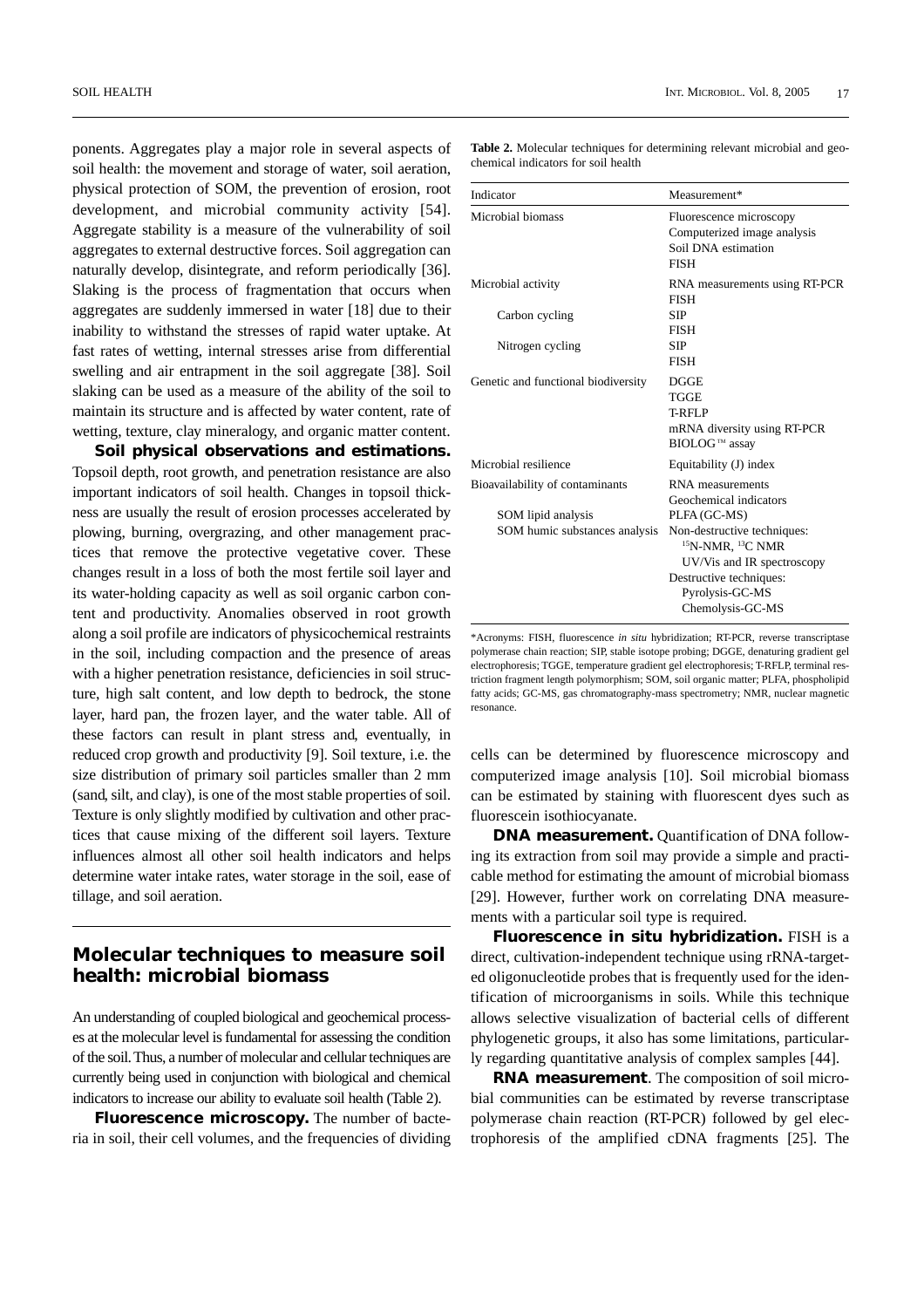ponents. Aggregates play a major role in several aspects of soil health: the movement and storage of water, soil aeration, physical protection of SOM, the prevention of erosion, root development, and microbial community activity [54]. Aggregate stability is a measure of the vulnerability of soil aggregates to external destructive forces. Soil aggregation can naturally develop, disintegrate, and reform periodically [36]. Slaking is the process of fragmentation that occurs when aggregates are suddenly immersed in water [18] due to their inability to withstand the stresses of rapid water uptake. At fast rates of wetting, internal stresses arise from differential swelling and air entrapment in the soil aggregate [38]. Soil slaking can be used as a measure of the ability of the soil to maintain its structure and is affected by water content, rate of wetting, texture, clay mineralogy, and organic matter content.

**Soil physical observations and estimations.** Topsoil depth, root growth, and penetration resistance are also important indicators of soil health. Changes in topsoil thickness are usually the result of erosion processes accelerated by plowing, burning, overgrazing, and other management practices that remove the protective vegetative cover. These changes result in a loss of both the most fertile soil layer and its water-holding capacity as well as soil organic carbon content and productivity. Anomalies observed in root growth along a soil profile are indicators of physicochemical restraints in the soil, including compaction and the presence of areas with a higher penetration resistance, deficiencies in soil structure, high salt content, and low depth to bedrock, the stone layer, hard pan, the frozen layer, and the water table. All of these factors can result in plant stress and, eventually, in reduced crop growth and productivity [9]. Soil texture, i.e. the size distribution of primary soil particles smaller than 2 mm (sand, silt, and clay), is one of the most stable properties of soil. Texture is only slightly modified by cultivation and other practices that cause mixing of the different soil layers. Texture influences almost all other soil health indicators and helps determine water intake rates, water storage in the soil, ease of tillage, and soil aeration.

## Molecular techniques to measure soil health: microbial biomass

An understanding of coupled biological and geochemical processes at the molecular level is fundamental for assessing the condition of the soil. Thus, a number of molecular and cellular techniques are currently being used in conjunction with biological and chemical indicators to increase our ability to evaluate soil health (Table 2).

**Table 2.** Molecular techniques for determining relevant microbial and geochemical indicators for soil health

| Indicator | Measurement* |
|---|---|
| Microbial biomass | Fluorescence microscopy<br>Computerized image analysis<br>Soil DNA estimation<br>FISH |
| Microbial activity | RNA measurements using RT-PCR<br>FISH |
| Carbon cycling | SIP<br>FISH |
| Nitrogen cycling | SIP<br>FISH |
| Genetic and functional biodiversity | DGGE<br>TGGE<br>T-RFLP<br>mRNA diversity using RT-PCR<br>BIOLOG™ assay |
| Microbial resilience | Equitability (J) index |
| Bioavailability of contaminants | RNA measurements<br>Geochemical indicators |
| SOM lipid analysis | PLFA (GC-MS) |
| SOM humic substances analysis | Non-destructive techniques:<br>$^{15}$N-NMR, $^{13}$C NMR<br>UV/Vis and IR spectroscopy<br>Destructive techniques:<br>Pyrolysis-GC-MS<br>Chemolysis-GC-MS |

*Acronyms: FISH, fluorescence *in situ* hybridization; RT-PCR, reverse transcriptase polymerase chain reaction; SIP, stable isotope probing; DGGE, denaturing gradient gel electrophoresis; TGGE, temperature gradient gel electrophoresis; T-RFLP, terminal restriction fragment length polymorphism; SOM, soil organic matter; PLFA, phospholipid fatty acids; GC-MS, gas chromatography-mass spectrometry; NMR, nuclear magnetic resonance.

**Fluorescence microscopy.** The number of bacteria in soil, their cell volumes, and the frequencies of dividing cells can be determined by fluorescence microscopy and computerized image analysis [10]. Soil microbial biomass can be estimated by staining with fluorescent dyes such as fluorescein isothiocyanate.

**DNA measurement.** Quantification of DNA following its extraction from soil may provide a simple and practicable method for estimating the amount of microbial biomass [29]. However, further work on correlating DNA measurements with a particular soil type is required.

**Fluorescence in situ hybridization.** FISH is a direct, cultivation-independent technique using rRNA-targeted oligonucleotide probes that is frequently used for the identification of microorganisms in soils. While this technique allows selective visualization of bacterial cells of different phylogenetic groups, it also has some limitations, particularly regarding quantitative analysis of complex samples [44].

**RNA measurement**. The composition of soil microbial communities can be estimated by reverse transcriptase polymerase chain reaction (RT-PCR) followed by gel electrophoresis of the amplified cDNA fragments [25]. The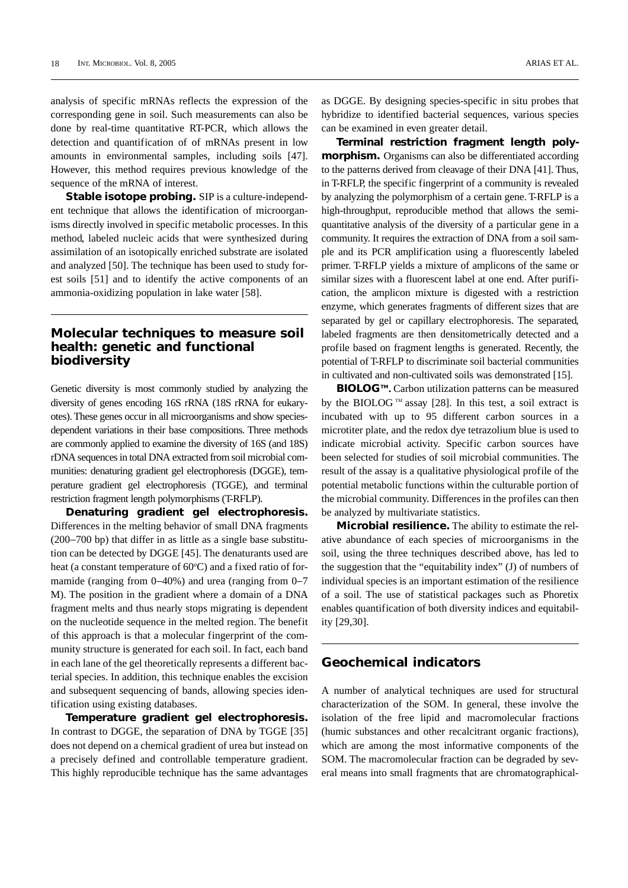analysis of specific mRNAs reflects the expression of the corresponding gene in soil. Such measurements can also be done by real-time quantitative RT-PCR, which allows the detection and quantification of of mRNAs present in low amounts in environmental samples, including soils [47]. However, this method requires previous knowledge of the sequence of the mRNA of interest.

**Stable isotope probing.** SIP is a culture-independent technique that allows the identification of microorganisms directly involved in specific metabolic processes. In this method, labeled nucleic acids that were synthesized during assimilation of an isotopically enriched substrate are isolated and analyzed [50]. The technique has been used to study forest soils [51] and to identify the active components of an ammonia-oxidizing population in lake water [58].

## Molecular techniques to measure soil health: genetic and functional biodiversity

Genetic diversity is most commonly studied by analyzing the diversity of genes encoding 16S rRNA (18S rRNA for eukaryotes). These genes occur in all microorganisms and show species-dependent variations in their base compositions. Three methods are commonly applied to examine the diversity of 16S (and 18S) rDNA sequences in total DNA extracted from soil microbial communities: denaturing gradient gel electrophoresis (DGGE), temperature gradient gel electrophoresis (TGGE), and terminal restriction fragment length polymorphisms (T-RFLP).

**Denaturing gradient gel electrophoresis.** Differences in the melting behavior of small DNA fragments (200–700 bp) that differ in as little as a single base substitution can be detected by DGGE [45]. The denaturants used are heat (a constant temperature of 60ºC) and a fixed ratio of formamide (ranging from 0–40%) and urea (ranging from 0–7 M). The position in the gradient where a domain of a DNA fragment melts and thus nearly stops migrating is dependent on the nucleotide sequence in the melted region. The benefit of this approach is that a molecular fingerprint of the community structure is generated for each soil. In fact, each band in each lane of the gel theoretically represents a different bacterial species. In addition, this technique enables the excision and subsequent sequencing of bands, allowing species identification using existing databases.

**Temperature gradient gel electrophoresis.** In contrast to DGGE, the separation of DNA by TGGE [35] does not depend on a chemical gradient of urea but instead on a precisely defined and controllable temperature gradient. This highly reproducible technique has the same advantages as DGGE. By designing species-specific in situ probes that hybridize to identified bacterial sequences, various species can be examined in even greater detail.

**Terminal restriction fragment length polymorphism.** Organisms can also be differentiated according to the patterns derived from cleavage of their DNA [41]. Thus, in T-RFLP, the specific fingerprint of a community is revealed by analyzing the polymorphism of a certain gene. T-RFLP is a high-throughput, reproducible method that allows the semi-quantitative analysis of the diversity of a particular gene in a community. It requires the extraction of DNA from a soil sample and its PCR amplification using a fluorescently labeled primer. T-RFLP yields a mixture of amplicons of the same or similar sizes with a fluorescent label at one end. After purification, the amplicon mixture is digested with a restriction enzyme, which generates fragments of different sizes that are separated by gel or capillary electrophoresis. The separated, labeled fragments are then densitometrically detected and a profile based on fragment lengths is generated. Recently, the potential of T-RFLP to discriminate soil bacterial communities in cultivated and non-cultivated soils was demonstrated [15].

**BIOLOG™.** Carbon utilization patterns can be measured by the BIOLOG™ assay [28]. In this test, a soil extract is incubated with up to 95 different carbon sources in a microtiter plate, and the redox dye tetrazolium blue is used to indicate microbial activity. Specific carbon sources have been selected for studies of soil microbial communities. The result of the assay is a qualitative physiological profile of the potential metabolic functions within the culturable portion of the microbial community. Differences in the profiles can then be analyzed by multivariate statistics.

**Microbial resilience.** The ability to estimate the relative abundance of each species of microorganisms in the soil, using the three techniques described above, has led to the suggestion that the "equitability index" (J) of numbers of individual species is an important estimation of the resilience of a soil. The use of statistical packages such as Phoretix enables quantification of both diversity indices and equitability [29,30].

## Geochemical indicators

A number of analytical techniques are used for structural characterization of the SOM. In general, these involve the isolation of the free lipid and macromolecular fractions (humic substances and other recalcitrant organic fractions), which are among the most informative components of the SOM. The macromolecular fraction can be degraded by several means into small fragments that are chromatographical-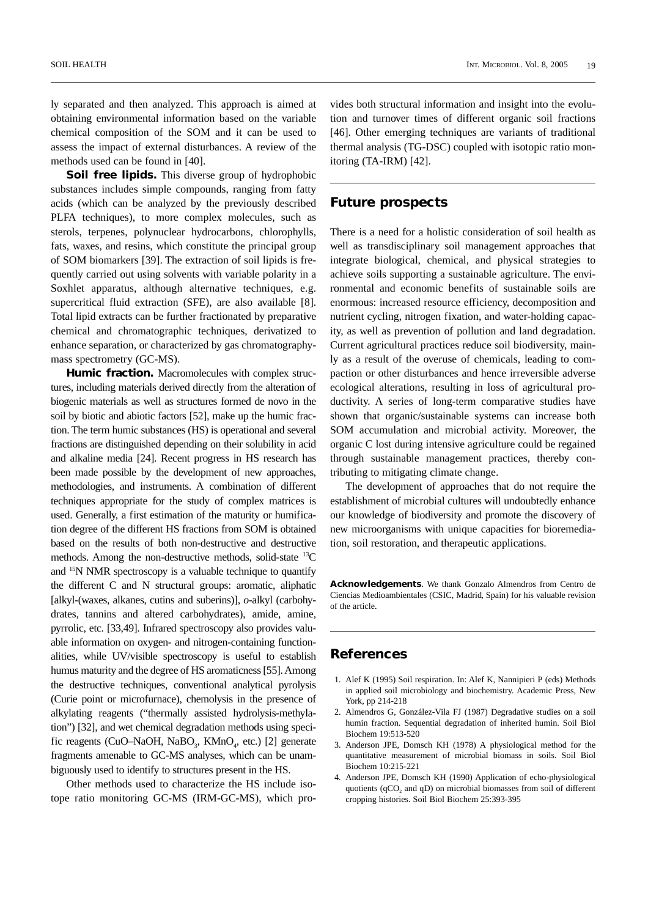ly separated and then analyzed. This approach is aimed at obtaining environmental information based on the variable chemical composition of the SOM and it can be used to assess the impact of external disturbances. A review of the methods used can be found in [40].

**Soil free lipids.** This diverse group of hydrophobic substances includes simple compounds, ranging from fatty acids (which can be analyzed by the previously described PLFA techniques), to more complex molecules, such as sterols, terpenes, polynuclear hydrocarbons, chlorophylls, fats, waxes, and resins, which constitute the principal group of SOM biomarkers [39]. The extraction of soil lipids is frequently carried out using solvents with variable polarity in a Soxhlet apparatus, although alternative techniques, e.g. supercritical fluid extraction (SFE), are also available [8]. Total lipid extracts can be further fractionated by preparative chemical and chromatographic techniques, derivatized to enhance separation, or characterized by gas chromatography-mass spectrometry (GC-MS).

**Humic fraction.** Macromolecules with complex structures, including materials derived directly from the alteration of biogenic materials as well as structures formed de novo in the soil by biotic and abiotic factors [52], make up the humic fraction. The term humic substances (HS) is operational and several fractions are distinguished depending on their solubility in acid and alkaline media [24]. Recent progress in HS research has been made possible by the development of new approaches, methodologies, and instruments. A combination of different techniques appropriate for the study of complex matrices is used. Generally, a first estimation of the maturity or humification degree of the different HS fractions from SOM is obtained based on the results of both non-destructive and destructive methods. Among the non-destructive methods, solid-state $^{13}C$ and $^{15}N$ NMR spectroscopy is a valuable technique to quantify the different C and N structural groups: aromatic, aliphatic [alkyl-(waxes, alkanes, cutins and suberins)], *o*-alkyl (carbohydrates, tannins and altered carbohydrates), amide, amine, pyrrolic, etc. [33,49]. Infrared spectroscopy also provides valuable information on oxygen- and nitrogen-containing functionalities, while UV/visible spectroscopy is useful to establish humus maturity and the degree of HS aromaticness [55]. Among the destructive techniques, conventional analytical pyrolysis (Curie point or microfurnace), chemolysis in the presence of alkylating reagents ("thermally assisted hydrolysis-methylation") [32], and wet chemical degradation methods using specific reagents (CuO–NaOH, $NaBO_3$, $KMnO_4$, etc.) [2] generate fragments amenable to GC-MS analyses, which can be unambiguously used to identify to structures present in the HS.

Other methods used to characterize the HS include isotope ratio monitoring GC-MS (IRM-GC-MS), which provides both structural information and insight into the evolution and turnover times of different organic soil fractions [46]. Other emerging techniques are variants of traditional thermal analysis (TG-DSC) coupled with isotopic ratio monitoring (TA-IRM) [42].

## Future prospects

There is a need for a holistic consideration of soil health as well as transdisciplinary soil management approaches that integrate biological, chemical, and physical strategies to achieve soils supporting a sustainable agriculture. The environmental and economic benefits of sustainable soils are enormous: increased resource efficiency, decomposition and nutrient cycling, nitrogen fixation, and water-holding capacity, as well as prevention of pollution and land degradation. Current agricultural practices reduce soil biodiversity, mainly as a result of the overuse of chemicals, leading to compaction or other disturbances and hence irreversible adverse ecological alterations, resulting in loss of agricultural productivity. A series of long-term comparative studies have shown that organic/sustainable systems can increase both SOM accumulation and microbial activity. Moreover, the organic C lost during intensive agriculture could be regained through sustainable management practices, thereby contributing to mitigating climate change.

The development of approaches that do not require the establishment of microbial cultures will undoubtedly enhance our knowledge of biodiversity and promote the discovery of new microorganisms with unique capacities for bioremediation, soil restoration, and therapeutic applications.

**Acknowledgements**. We thank Gonzalo Almendros from Centro de Ciencias Medioambientales (CSIC, Madrid, Spain) for his valuable revision of the article.

## References

1. Alef K (1995) Soil respiration. In: Alef K, Nannipieri P (eds) Methods in applied soil microbiology and biochemistry. Academic Press, New York, pp 214-218
2. Almendros G, González-Vila FJ (1987) Degradative studies on a soil humin fraction. Sequential degradation of inherited humin. Soil Biol Biochem 19:513-520
3. Anderson JPE, Domsch KH (1978) A physiological method for the quantitative measurement of microbial biomass in soils. Soil Biol Biochem 10:215-221
4. Anderson JPE, Domsch KH (1990) Application of echo-physiological quotients ($qCO_2$ and qD) on microbial biomasses from soil of different cropping histories. Soil Biol Biochem 25:393-395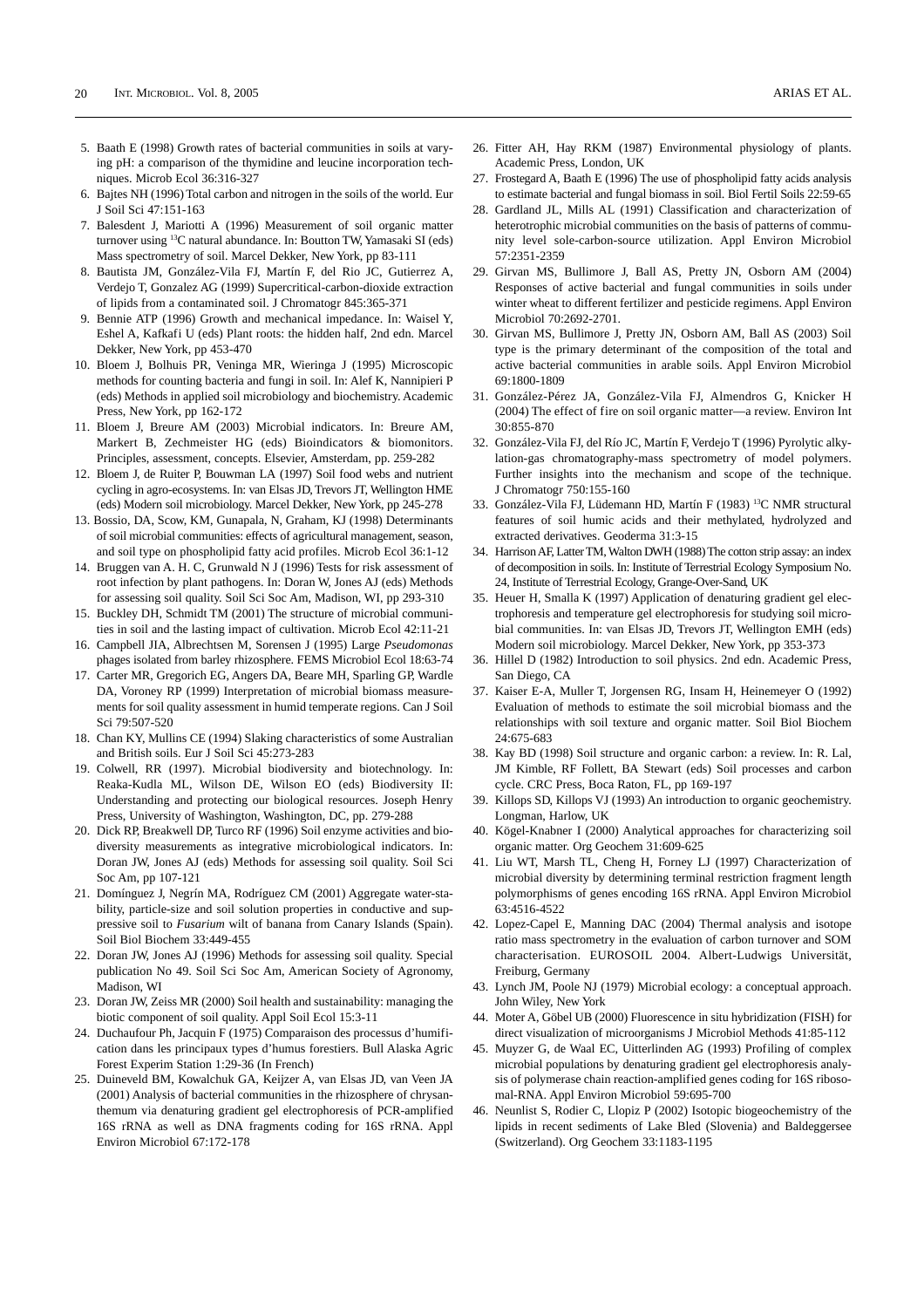5. Baath E (1998) Growth rates of bacterial communities in soils at varying pH: a comparison of the thymidine and leucine incorporation techniques. Microb Ecol 36:316-327
6. Bajtes NH (1996) Total carbon and nitrogen in the soils of the world. Eur J Soil Sci 47:151-163
7. Balesdent J, Mariotti A (1996) Measurement of soil organic matter turnover using $^{13}C$ natural abundance. In: Boutton TW, Yamasaki SI (eds) Mass spectrometry of soil. Marcel Dekker, New York, pp 83-111
8. Bautista JM, González-Vila FJ, Martín F, del Rio JC, Gutierrez A, Verdejo T, Gonzalez AG (1999) Supercritical-carbon-dioxide extraction of lipids from a contaminated soil. J Chromatogr 845:365-371
9. Bennie ATP (1996) Growth and mechanical impedance. In: Waisel Y, Eshel A, Kafkafi U (eds) Plant roots: the hidden half, 2nd edn. Marcel Dekker, New York, pp 453-470
10. Bloem J, Bolhuis PR, Veninga MR, Wieringa J (1995) Microscopic methods for counting bacteria and fungi in soil. In: Alef K, Nannipieri P (eds) Methods in applied soil microbiology and biochemistry. Academic Press, New York, pp 162-172
11. Bloem J, Breure AM (2003) Microbial indicators. In: Breure AM, Markert B, Zechmeister HG (eds) Bioindicators & biomonitors. Principles, assessment, concepts. Elsevier, Amsterdam, pp. 259-282
12. Bloem J, de Ruiter P, Bouwman LA (1997) Soil food webs and nutrient cycling in agro-ecosystems. In: van Elsas JD, Trevors JT, Wellington HME (eds) Modern soil microbiology. Marcel Dekker, New York, pp 245-278
13. Bossio, DA, Scow, KM, Gunapala, N, Graham, KJ (1998) Determinants of soil microbial communities: effects of agricultural management, season, and soil type on phospholipid fatty acid profiles. Microb Ecol 36:1-12
14. Bruggen van A. H. C, Grunwald N J (1996) Tests for risk assessment of root infection by plant pathogens. In: Doran W, Jones AJ (eds) Methods for assessing soil quality. Soil Sci Soc Am, Madison, WI, pp 293-310
15. Buckley DH, Schmidt TM (2001) The structure of microbial communities in soil and the lasting impact of cultivation. Microb Ecol 42:11-21
16. Campbell JIA, Albrechtsen M, Sorensen J (1995) Large *Pseudomonas* phages isolated from barley rhizosphere. FEMS Microbiol Ecol 18:63-74
17. Carter MR, Gregorich EG, Angers DA, Beare MH, Sparling GP, Wardle DA, Voroney RP (1999) Interpretation of microbial biomass measurements for soil quality assessment in humid temperate regions. Can J Soil Sci 79:507-520
18. Chan KY, Mullins CE (1994) Slaking characteristics of some Australian and British soils. Eur J Soil Sci 45:273-283
19. Colwell, RR (1997). Microbial biodiversity and biotechnology. In: Reaka-Kudla ML, Wilson DE, Wilson EO (eds) Biodiversity II: Understanding and protecting our biological resources. Joseph Henry Press, University of Washington, Washington, DC, pp. 279-288
20. Dick RP, Breakwell DP, Turco RF (1996) Soil enzyme activities and biodiversity measurements as integrative microbiological indicators. In: Doran JW, Jones AJ (eds) Methods for assessing soil quality. Soil Sci Soc Am, pp 107-121
21. Domínguez J, Negrín MA, Rodríguez CM (2001) Aggregate water-stability, particle-size and soil solution properties in conductive and suppressive soil to *Fusarium* wilt of banana from Canary Islands (Spain). Soil Biol Biochem 33:449-455
22. Doran JW, Jones AJ (1996) Methods for assessing soil quality. Special publication No 49. Soil Sci Soc Am, American Society of Agronomy, Madison, WI
23. Doran JW, Zeiss MR (2000) Soil health and sustainability: managing the biotic component of soil quality. Appl Soil Ecol 15:3-11
24. Duchaufour Ph, Jacquin F (1975) Comparaison des processus d'humification dans les principaux types d'humus forestiers. Bull Alaska Agric Forest Experim Station 1:29-36 (In French)
25. Duineveld BM, Kowalchuk GA, Keijzer A, van Elsas JD, van Veen JA (2001) Analysis of bacterial communities in the rhizosphere of chrysanthemum via denaturing gradient gel electrophoresis of PCR-amplified 16S rRNA as well as DNA fragments coding for 16S rRNA. Appl Environ Microbiol 67:172-178
26. Fitter AH, Hay RKM (1987) Environmental physiology of plants. Academic Press, London, UK
27. Frostegard A, Baath E (1996) The use of phospholipid fatty acids analysis to estimate bacterial and fungal biomass in soil. Biol Fertil Soils 22:59-65
28. Gardland JL, Mills AL (1991) Classification and characterization of heterotrophic microbial communities on the basis of patterns of community level sole-carbon-source utilization. Appl Environ Microbiol 57:2351-2359
29. Girvan MS, Bullimore J, Ball AS, Pretty JN, Osborn AM (2004) Responses of active bacterial and fungal communities in soils under winter wheat to different fertilizer and pesticide regimens. Appl Environ Microbiol 70:2692-2701.
30. Girvan MS, Bullimore J, Pretty JN, Osborn AM, Ball AS (2003) Soil type is the primary determinant of the composition of the total and active bacterial communities in arable soils. Appl Environ Microbiol 69:1800-1809
31. González-Pérez JA, González-Vila FJ, Almendros G, Knicker H (2004) The effect of fire on soil organic matter—a review. Environ Int 30:855-870
32. González-Vila FJ, del Río JC, Martín F, Verdejo T (1996) Pyrolytic alkylation-gas chromatography-mass spectrometry of model polymers. Further insights into the mechanism and scope of the technique. J Chromatogr 750:155-160
33. González-Vila FJ, Lüdemann HD, Martín F (1983) $^{13}C$ NMR structural features of soil humic acids and their methylated, hydrolyzed and extracted derivatives. Geoderma 31:3-15
34. Harrison AF, Latter TM, Walton DWH (1988) The cotton strip assay: an index of decomposition in soils. In: Institute of Terrestrial Ecology Symposium No. 24, Institute of Terrestrial Ecology, Grange-Over-Sand, UK
35. Heuer H, Smalla K (1997) Application of denaturing gradient gel electrophoresis and temperature gel electrophoresis for studying soil microbial communities. In: van Elsas JD, Trevors JT, Wellington EMH (eds) Modern soil microbiology. Marcel Dekker, New York, pp 353-373
36. Hillel D (1982) Introduction to soil physics. 2nd edn. Academic Press, San Diego, CA
37. Kaiser E-A, Muller T, Jorgensen RG, Insam H, Heinemeyer O (1992) Evaluation of methods to estimate the soil microbial biomass and the relationships with soil texture and organic matter. Soil Biol Biochem 24:675-683
38. Kay BD (1998) Soil structure and organic carbon: a review. In: R. Lal, JM Kimble, RF Follett, BA Stewart (eds) Soil processes and carbon cycle. CRC Press, Boca Raton, FL, pp 169-197
39. Killops SD, Killops VJ (1993) An introduction to organic geochemistry. Longman, Harlow, UK
40. Kögel-Knabner I (2000) Analytical approaches for characterizing soil organic matter. Org Geochem 31:609-625
41. Liu WT, Marsh TL, Cheng H, Forney LJ (1997) Characterization of microbial diversity by determining terminal restriction fragment length polymorphisms of genes encoding 16S rRNA. Appl Environ Microbiol 63:4516-4522
42. Lopez-Capel E, Manning DAC (2004) Thermal analysis and isotope ratio mass spectrometry in the evaluation of carbon turnover and SOM characterisation. EUROSOIL 2004. Albert-Ludwigs Universität, Freiburg, Germany
43. Lynch JM, Poole NJ (1979) Microbial ecology: a conceptual approach. John Wiley, New York
44. Moter A, Göbel UB (2000) Fluorescence in situ hybridization (FISH) for direct visualization of microorganisms J Microbiol Methods 41:85-112
45. Muyzer G, de Waal EC, Uitterlinden AG (1993) Profiling of complex microbial populations by denaturing gradient gel electrophoresis analysis of polymerase chain reaction-amplified genes coding for 16S ribosomal-RNA. Appl Environ Microbiol 59:695-700
46. Neunlist S, Rodier C, Llopiz P (2002) Isotopic biogeochemistry of the lipids in recent sediments of Lake Bled (Slovenia) and Baldeggersee (Switzerland). Org Geochem 33:1183-1195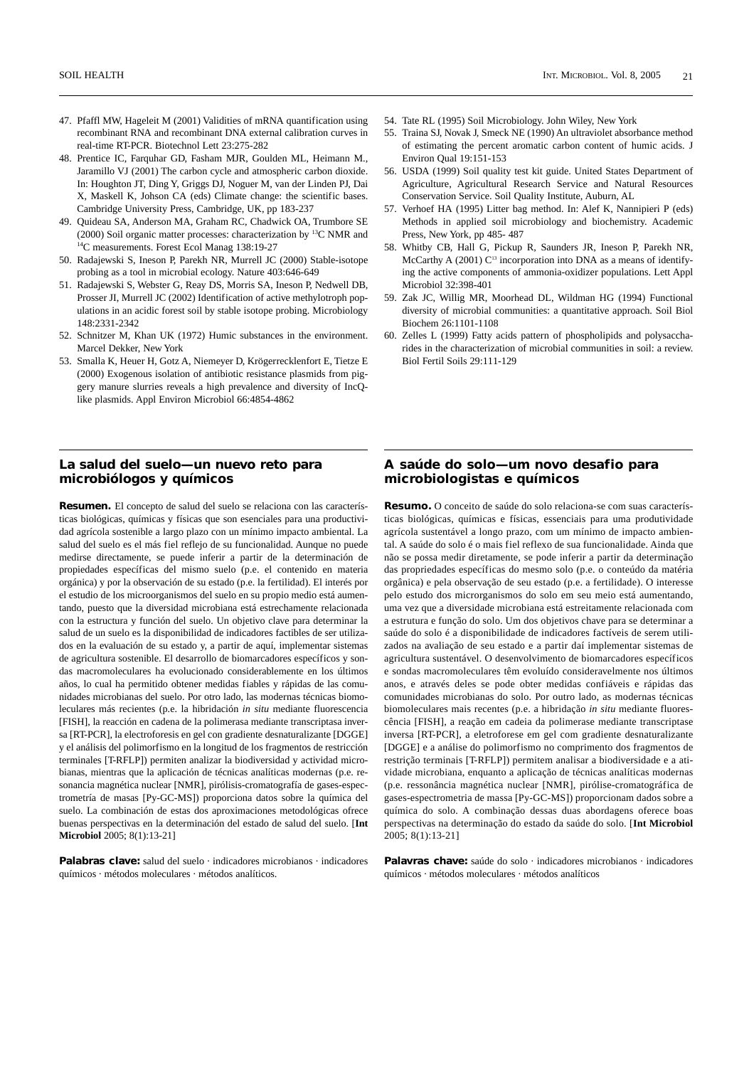47. Pfaffl MW, Hageleit M (2001) Validities of mRNA quantification using recombinant RNA and recombinant DNA external calibration curves in real-time RT-PCR. Biotechnol Lett 23:275-282
48. Prentice IC, Farquhar GD, Fasham MJR, Goulden ML, Heimann M., Jaramillo VJ (2001) The carbon cycle and atmospheric carbon dioxide. In: Houghton JT, Ding Y, Griggs DJ, Noguer M, van der Linden PJ, Dai X, Maskell K, Johson CA (eds) Climate change: the scientific bases. Cambridge University Press, Cambridge, UK, pp 183-237
49. Quideau SA, Anderson MA, Graham RC, Chadwick OA, Trumbore SE (2000) Soil organic matter processes: characterization by $^{13}$C NMR and $^{14}$C measurements. Forest Ecol Manag 138:19-27
50. Radajewski S, Ineson P, Parekh NR, Murrell JC (2000) Stable-isotope probing as a tool in microbial ecology. Nature 403:646-649
51. Radajewski S, Webster G, Reay DS, Morris SA, Ineson P, Nedwell DB, Prosser JI, Murrell JC (2002) Identification of active methylotroph populations in an acidic forest soil by stable isotope probing. Microbiology 148:2331-2342
52. Schnitzer M, Khan UK (1972) Humic substances in the environment. Marcel Dekker, New York
53. Smalla K, Heuer H, Gotz A, Niemeyer D, Krögerrecklenfort E, Tietze E (2000) Exogenous isolation of antibiotic resistance plasmids from piggery manure slurries reveals a high prevalence and diversity of IncQ-like plasmids. Appl Environ Microbiol 66:4854-4862
54. Tate RL (1995) Soil Microbiology. John Wiley, New York
55. Traina SJ, Novak J, Smeck NE (1990) An ultraviolet absorbance method of estimating the percent aromatic carbon content of humic acids. J Environ Qual 19:151-153
56. USDA (1999) Soil quality test kit guide. United States Department of Agriculture, Agricultural Research Service and Natural Resources Conservation Service. Soil Quality Institute, Auburn, AL
57. Verhoef HA (1995) Litter bag method. In: Alef K, Nannipieri P (eds) Methods in applied soil microbiology and biochemistry. Academic Press, New York, pp 485- 487
58. Whitby CB, Hall G, Pickup R, Saunders JR, Ineson P, Parekh NR, McCarthy A (2001) $C^{13}$ incorporation into DNA as a means of identifying the active components of ammonia-oxidizer populations. Lett Appl Microbiol 32:398-401
59. Zak JC, Willig MR, Moorhead DL, Wildman HG (1994) Functional diversity of microbial communities: a quantitative approach. Soil Biol Biochem 26:1101-1108
60. Zelles L (1999) Fatty acids pattern of phospholipids and polysaccharides in the characterization of microbial communities in soil: a review. Biol Fertil Soils 29:111-129

## La salud del suelo—un nuevo reto para microbiólogos y químicos

**Resumen.** El concepto de salud del suelo se relaciona con las características biológicas, químicas y físicas que son esenciales para una productividad agrícola sostenible a largo plazo con un mínimo impacto ambiental. La salud del suelo es el más fiel reflejo de su funcionalidad. Aunque no puede medirse directamente, se puede inferir a partir de la determinación de propiedades específicas del mismo suelo (p.e. el contenido en materia orgánica) y por la observación de su estado (p.e. la fertilidad). El interés por el estudio de los microorganismos del suelo en su propio medio está aumentando, puesto que la diversidad microbiana está estrechamente relacionada con la estructura y función del suelo. Un objetivo clave para determinar la salud de un suelo es la disponibilidad de indicadores factibles de ser utilizados en la evaluación de su estado y, a partir de aquí, implementar sistemas de agricultura sostenible. El desarrollo de biomarcadores específicos y sondas macromoleculares ha evolucionado considerablemente en los últimos años, lo cual ha permitido obtener medidas fiables y rápidas de las comunidades microbianas del suelo. Por otro lado, las modernas técnicas biomoleculares más recientes (p.e. la hibridación *in situ* mediante fluorescencia [FISH], la reacción en cadena de la polimerasa mediante transcriptasa inversa [RT-PCR], la electroforesis en gel con gradiente desnaturalizante [DGGE] y el análisis del polimorfismo en la longitud de los fragmentos de restricción terminales [T-RFLP]) permiten analizar la biodiversidad y actividad microbianas, mientras que la aplicación de técnicas analíticas modernas (p.e. resonancia magnética nuclear [NMR], pirólisis-cromatografía de gases-espectrometría de masas [Py-GC-MS]) proporciona datos sobre la química del suelo. La combinación de estas dos aproximaciones metodológicas ofrece buenas perspectivas en la determinación del estado de salud del suelo. [**Int Microbiol** 2005; 8(1):13-21]

**Palabras clave:** salud del suelo · indicadores microbianos · indicadores químicos · métodos moleculares · métodos analíticos.

## A saúde do solo—um novo desafio para microbiologistas e químicos

**Resumo.** O conceito de saúde do solo relaciona-se com suas características biológicas, químicas e físicas, essenciais para uma produtividade agrícola sustentável a longo prazo, com um mínimo de impacto ambiental. A saúde do solo é o mais fiel reflexo de sua funcionalidade. Ainda que não se possa medir diretamente, se pode inferir a partir da determinação das propriedades específicas do mesmo solo (p.e. o conteúdo da matéria orgânica) e pela observação de seu estado (p.e. a fertilidade). O interesse pelo estudo dos microrganismos do solo em seu meio está aumentando, uma vez que a diversidade microbiana está estreitamente relacionada com a estrutura e função do solo. Um dos objetivos chave para se determinar a saúde do solo é a disponibilidade de indicadores factíveis de serem utilizados na avaliação de seu estado e a partir daí implementar sistemas de agricultura sustentável. O desenvolvimento de biomarcadores específicos e sondas macromoleculares têm evoluído consideravelmente nos últimos anos, e através deles se pode obter medidas confiáveis e rápidas das comunidades microbianas do solo. Por outro lado, as modernas técnicas biomoleculares mais recentes (p.e. a hibridação *in situ* mediante fluorescência [FISH], a reação em cadeia da polimerase mediante transcriptase inversa [RT-PCR], a eletroforese em gel com gradiente desnaturalizante [DGGE] e a análise do polimorfismo no comprimento dos fragmentos de restrição terminais [T-RFLP]) permitem analisar a biodiversidade e a atividade microbiana, enquanto a aplicação de técnicas analíticas modernas (p.e. ressonância magnética nuclear [NMR], pirólise-cromatográfica de gases-espectrometria de massa [Py-GC-MS]) proporcionam dados sobre a química do solo. A combinação dessas duas abordagens oferece boas perspectivas na determinação do estado da saúde do solo. [**Int Microbiol** 2005; 8(1):13-21]

**Palavras chave:** saúde do solo · indicadores microbianos · indicadores químicos · métodos moleculares · métodos analíticos